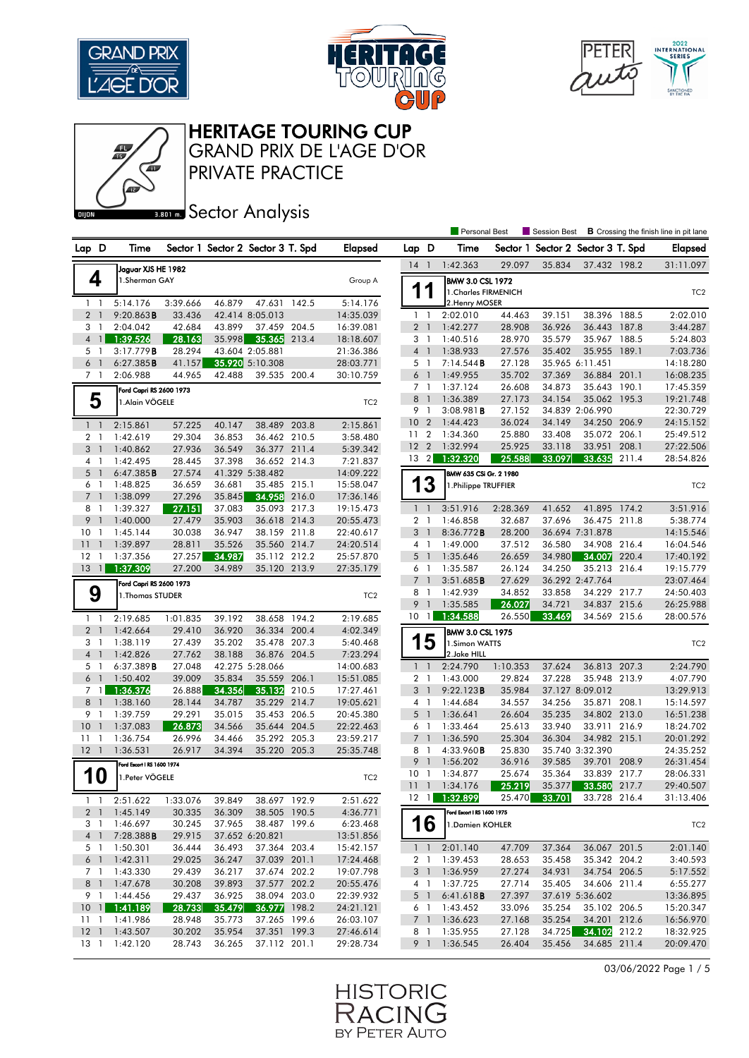# HERITAGE TOURING CUP

## GRAND PRIX DE L'AGE D'OR

## PRIVATE PRACTICE

### Sector Analysis

DIJON 3.801 m.

Personal Best | Session Best | B Crossing the finish line in pit lane

### 4 — Jaguar XJS HE 1982 — 1.Sherman GAY — Group A

| Lap | D | Time | Sector 1 | Sector 2 | Sector 3 | T. Spd | Elapsed |
|---|---|---|---|---|---|---|---|
| 1 | 1 | 5:14.176 | 3:39.666 | 46.879 | 47.631 | 142.5 | 5:14.176 |
| 2 | 1 | 9:20.863B | 33.436 | 42.414 | 8:05.013 | | 14:35.039 |
| 3 | 1 | 2:04.042 | 42.684 | 43.899 | 37.459 | 204.5 | 16:39.081 |
| 4 | 1 | 1:39.526 | 28.163 | 35.998 | 35.365 | 213.4 | 18:18.607 |
| 5 | 1 | 3:17.779B | 28.294 | 43.604 | 2:05.881 | | 21:36.386 |
| 6 | 1 | 6:27.385B | 41.157 | 35.920 | 5:10.308 | | 28:03.771 |
| 7 | 1 | 2:06.988 | 44.965 | 42.488 | 39.535 | 200.4 | 30:10.759 |

### 5 — Ford Capri RS 2600 1973 — 1.Alain VÖGELE — TC2

| Lap | D | Time | Sector 1 | Sector 2 | Sector 3 | T. Spd | Elapsed |
|---|---|---|---|---|---|---|---|
| 1 | 1 | 2:15.861 | 57.225 | 40.147 | 38.489 | 203.8 | 2:15.861 |
| 2 | 1 | 1:42.619 | 29.304 | 36.853 | 36.462 | 210.5 | 3:58.480 |
| 3 | 1 | 1:40.862 | 27.936 | 36.549 | 36.377 | 211.4 | 5:39.342 |
| 4 | 1 | 1:42.495 | 28.445 | 37.398 | 36.652 | 214.3 | 7:21.837 |
| 5 | 1 | 6:47.385B | 27.574 | 41.329 | 5:38.482 | | 14:09.222 |
| 6 | 1 | 1:48.825 | 36.659 | 36.681 | 35.485 | 215.1 | 15:58.047 |
| 7 | 1 | 1:38.099 | 27.296 | 35.845 | 34.958 | 216.0 | 17:36.146 |
| 8 | 1 | 1:39.327 | 27.151 | 37.083 | 35.093 | 217.3 | 19:15.473 |
| 9 | 1 | 1:40.000 | 27.479 | 35.903 | 36.618 | 214.3 | 20:55.473 |
| 10 | 1 | 1:45.144 | 30.038 | 36.947 | 38.159 | 211.8 | 22:40.617 |
| 11 | 1 | 1:39.897 | 28.811 | 35.526 | 35.560 | 214.7 | 24:20.514 |
| 12 | 1 | 1:37.356 | 27.257 | 34.987 | 35.112 | 212.2 | 25:57.870 |
| 13 | 1 | 1:37.309 | 27.200 | 34.989 | 35.120 | 213.9 | 27:35.179 |

### 9 — Ford Capri RS 2600 1973 — 1.Thomas STUDER — TC2

| Lap | D | Time | Sector 1 | Sector 2 | Sector 3 | T. Spd | Elapsed |
|---|---|---|---|---|---|---|---|
| 1 | 1 | 2:19.685 | 1:01.835 | 39.192 | 38.658 | 194.2 | 2:19.685 |
| 2 | 1 | 1:42.664 | 29.410 | 36.920 | 36.334 | 200.4 | 4:02.349 |
| 3 | 1 | 1:38.119 | 27.439 | 35.202 | 35.478 | 207.3 | 5:40.468 |
| 4 | 1 | 1:42.826 | 27.762 | 38.188 | 36.876 | 204.5 | 7:23.294 |
| 5 | 1 | 6:37.389B | 27.048 | 42.275 | 5:28.066 | | 14:00.683 |
| 6 | 1 | 1:50.402 | 39.009 | 35.834 | 35.559 | 206.1 | 15:51.085 |
| 7 | 1 | 1:36.376 | 26.888 | 34.356 | 35.132 | 210.5 | 17:27.461 |
| 8 | 1 | 1:38.160 | 28.144 | 34.787 | 35.229 | 214.7 | 19:05.621 |
| 9 | 1 | 1:39.759 | 29.291 | 35.015 | 35.453 | 206.5 | 20:45.380 |
| 10 | 1 | 1:37.083 | 26.873 | 34.566 | 35.644 | 204.5 | 22:22.463 |
| 11 | 1 | 1:36.754 | 26.996 | 34.466 | 35.292 | 205.3 | 23:59.217 |
| 12 | 1 | 1:36.531 | 26.917 | 34.394 | 35.220 | 205.3 | 25:35.748 |

### 10 — Ford Escort I RS 1600 1974 — 1.Peter VÖGELE — TC2

| Lap | D | Time | Sector 1 | Sector 2 | Sector 3 | T. Spd | Elapsed |
|---|---|---|---|---|---|---|---|
| 1 | 1 | 2:51.622 | 1:33.076 | 39.849 | 38.697 | 192.9 | 2:51.622 |
| 2 | 1 | 1:45.149 | 30.335 | 36.309 | 38.505 | 190.5 | 4:36.771 |
| 3 | 1 | 1:46.697 | 30.245 | 37.965 | 38.487 | 199.6 | 6:23.468 |
| 4 | 1 | 7:28.388B | 29.915 | 37.652 | 6:20.821 | | 13:51.856 |
| 5 | 1 | 1:50.301 | 36.444 | 36.493 | 37.364 | 203.4 | 15:42.157 |
| 6 | 1 | 1:42.311 | 29.025 | 36.247 | 37.039 | 201.1 | 17:24.468 |
| 7 | 1 | 1:43.330 | 29.439 | 36.217 | 37.674 | 202.2 | 19:07.798 |
| 8 | 1 | 1:47.678 | 30.208 | 39.893 | 37.577 | 202.2 | 20:55.476 |
| 9 | 1 | 1:44.456 | 29.437 | 36.925 | 38.094 | 203.0 | 22:39.932 |
| 10 | 1 | 1:41.189 | 28.733 | 35.479 | 36.977 | 198.2 | 24:21.121 |
| 11 | 1 | 1:41.986 | 28.948 | 35.773 | 37.265 | 199.6 | 26:03.107 |
| 12 | 1 | 1:43.507 | 30.202 | 35.954 | 37.351 | 199.3 | 27:46.614 |
| 13 | 1 | 1:42.120 | 28.743 | 36.265 | 37.112 | 201.1 | 29:28.734 |

| Lap | D | Time | Sector 1 | Sector 2 | Sector 3 | T. Spd | Elapsed |
|---|---|---|---|---|---|---|---|
| 14 | 1 | 1:42.363 | 29.097 | 35.834 | 37.432 | 198.2 | 31:11.097 |

### 11 — BMW 3.0 CSL 1972 — 1.Charles FIRMENICH, 2.Henry MOSER — TC2

| Lap | D | Time | Sector 1 | Sector 2 | Sector 3 | T. Spd | Elapsed |
|---|---|---|---|---|---|---|---|
| 1 | 1 | 2:02.010 | 44.463 | 39.151 | 38.396 | 188.5 | 2:02.010 |
| 2 | 1 | 1:42.277 | 28.908 | 36.926 | 36.443 | 187.8 | 3:44.287 |
| 3 | 1 | 1:40.516 | 28.970 | 35.579 | 35.967 | 188.5 | 5:24.803 |
| 4 | 1 | 1:38.933 | 27.576 | 35.402 | 35.955 | 189.1 | 7:03.736 |
| 5 | 1 | 7:14.544B | 27.128 | 35.965 | 6:11.451 | | 14:18.280 |
| 6 | 1 | 1:49.955 | 35.702 | 37.369 | 36.884 | 201.1 | 16:08.235 |
| 7 | 1 | 1:37.124 | 26.608 | 34.873 | 35.643 | 190.1 | 17:45.359 |
| 8 | 1 | 1:36.389 | 27.173 | 34.154 | 35.062 | 195.3 | 19:21.748 |
| 9 | 1 | 3:08.981B | 27.152 | 34.839 | 2:06.990 | | 22:30.729 |
| 10 | 2 | 1:44.423 | 36.024 | 34.149 | 34.250 | 206.9 | 24:15.152 |
| 11 | 2 | 1:34.360 | 25.880 | 33.408 | 35.072 | 206.1 | 25:49.512 |
| 12 | 2 | 1:32.994 | 25.925 | 33.118 | 33.951 | 208.1 | 27:22.506 |
| 13 | 2 | 1:32.320 | 25.588 | 33.097 | 33.635 | 211.4 | 28:54.826 |

### 13 — BMW 635 CSi Gr. 2 1980 — 1.Philippe TRUFFIER — TC2

| Lap | D | Time | Sector 1 | Sector 2 | Sector 3 | T. Spd | Elapsed |
|---|---|---|---|---|---|---|---|
| 1 | 1 | 3:51.916 | 2:28.369 | 41.652 | 41.895 | 174.2 | 3:51.916 |
| 2 | 1 | 1:46.858 | 32.687 | 37.696 | 36.475 | 211.8 | 5:38.774 |
| 3 | 1 | 8:36.772B | 28.200 | 36.694 | 7:31.878 | | 14:15.546 |
| 4 | 1 | 1:49.000 | 37.512 | 36.580 | 34.908 | 216.4 | 16:04.546 |
| 5 | 1 | 1:35.646 | 26.659 | 34.980 | 34.007 | 220.4 | 17:40.192 |
| 6 | 1 | 1:35.587 | 26.124 | 34.250 | 35.213 | 216.4 | 19:15.779 |
| 7 | 1 | 3:51.685B | 27.629 | 36.292 | 2:47.764 | | 23:07.464 |
| 8 | 1 | 1:42.939 | 34.852 | 33.858 | 34.229 | 217.7 | 24:50.403 |
| 9 | 1 | 1:35.585 | 26.027 | 34.721 | 34.837 | 215.6 | 26:25.988 |
| 10 | 1 | 1:34.588 | 26.550 | 33.469 | 34.569 | 215.6 | 28:00.576 |

### 15 — BMW 3.0 CSL 1975 — 1.Simon WATTS, 2.Jake HILL — TC2

| Lap | D | Time | Sector 1 | Sector 2 | Sector 3 | T. Spd | Elapsed |
|---|---|---|---|---|---|---|---|
| 1 | 1 | 2:24.790 | 1:10.353 | 37.624 | 36.813 | 207.3 | 2:24.790 |
| 2 | 1 | 1:43.000 | 29.824 | 37.228 | 35.948 | 213.9 | 4:07.790 |
| 3 | 1 | 9:22.123B | 35.984 | 37.127 | 8:09.012 | | 13:29.913 |
| 4 | 1 | 1:44.684 | 34.557 | 34.256 | 35.871 | 208.1 | 15:14.597 |
| 5 | 1 | 1:36.641 | 26.604 | 35.235 | 34.802 | 213.0 | 16:51.238 |
| 6 | 1 | 1:33.464 | 25.613 | 33.940 | 33.911 | 216.9 | 18:24.702 |
| 7 | 1 | 1:36.590 | 25.304 | 36.304 | 34.982 | 215.1 | 20:01.292 |
| 8 | 1 | 4:33.960B | 25.830 | 35.740 | 3:32.390 | | 24:35.252 |
| 9 | 1 | 1:56.202 | 36.916 | 39.585 | 39.701 | 208.9 | 26:31.454 |
| 10 | 1 | 1:34.877 | 25.674 | 35.364 | 33.839 | 217.7 | 28:06.331 |
| 11 | 1 | 1:34.176 | 25.219 | 35.377 | 33.580 | 217.7 | 29:40.507 |
| 12 | 1 | 1:32.899 | 25.470 | 33.701 | 33.728 | 216.4 | 31:13.406 |

### 16 — Ford Escort I RS 1600 1975 — 1.Damien KOHLER — TC2

| Lap | D | Time | Sector 1 | Sector 2 | Sector 3 | T. Spd | Elapsed |
|---|---|---|---|---|---|---|---|
| 1 | 1 | 2:01.140 | 47.709 | 37.364 | 36.067 | 201.5 | 2:01.140 |
| 2 | 1 | 1:39.453 | 28.653 | 35.458 | 35.342 | 204.2 | 3:40.593 |
| 3 | 1 | 1:36.959 | 27.274 | 34.931 | 34.754 | 206.5 | 5:17.552 |
| 4 | 1 | 1:37.725 | 27.714 | 35.405 | 34.606 | 211.4 | 6:55.277 |
| 5 | 1 | 6:41.618B | 27.397 | 37.619 | 5:36.602 | | 13:36.895 |
| 6 | 1 | 1:43.452 | 33.096 | 35.254 | 35.102 | 206.5 | 15:20.347 |
| 7 | 1 | 1:36.623 | 27.168 | 35.254 | 34.201 | 212.6 | 16:56.970 |
| 8 | 1 | 1:35.955 | 27.128 | 34.725 | 34.102 | 212.2 | 18:32.925 |
| 9 | 1 | 1:36.545 | 26.404 | 35.456 | 34.685 | 211.4 | 20:09.470 |

03/06/2022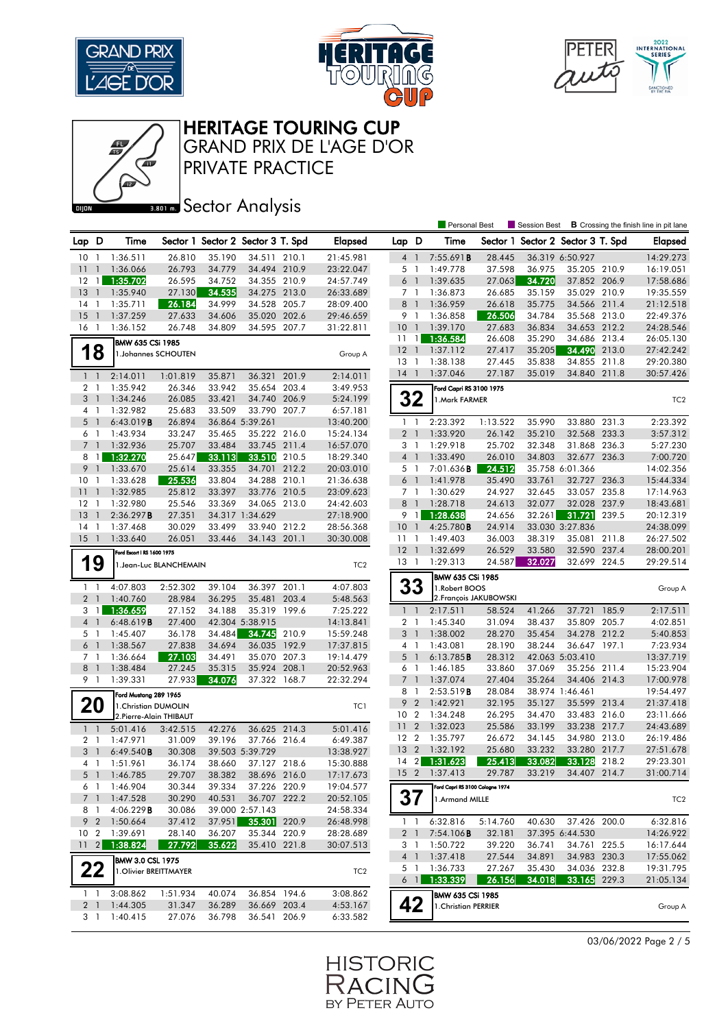# HERITAGE TOURING CUP

## GRAND PRIX DE L'AGE D'OR

## PRIVATE PRACTICE

## Sector Analysis

Personal Best | Session Best | **B** Crossing the finish line in pit lane

| Lap | D | Time | Sector 1 | Sector 2 | Sector 3 | T. Spd | Elapsed |
|---|---|---|---|---|---|---|---|
| 10 | 1 | 1:36.511 | 26.810 | 35.190 | 34.511 | 210.1 | 21:45.981 |
| 11 | 1 | 1:36.066 | 26.793 | 34.779 | 34.494 | 210.9 | 23:22.047 |
| 12 | 1 | 1:35.702 | 26.595 | 34.752 | 34.355 | 210.9 | 24:57.749 |
| 13 | 1 | 1:35.940 | 27.130 | 34.535 | 34.275 | 213.0 | 26:33.689 |
| 14 | 1 | 1:35.711 | 26.184 | 34.999 | 34.528 | 205.7 | 28:09.400 |
| 15 | 1 | 1:37.259 | 27.633 | 34.606 | 35.020 | 202.6 | 29:46.659 |
| 16 | 1 | 1:36.152 | 26.748 | 34.809 | 34.595 | 207.7 | 31:22.811 |

**18** — BMW 635 CSi 1985 — 1.Johannes SCHOUTEN — Group A

| Lap | D | Time | Sector 1 | Sector 2 | Sector 3 | T. Spd | Elapsed |
|---|---|---|---|---|---|---|---|
| 1 | 1 | 2:14.011 | 1:01.819 | 35.871 | 36.321 | 201.9 | 2:14.011 |
| 2 | 1 | 1:35.942 | 26.346 | 33.942 | 35.654 | 203.4 | 3:49.953 |
| 3 | 1 | 1:34.246 | 26.085 | 33.421 | 34.740 | 206.9 | 5:24.199 |
| 4 | 1 | 1:32.982 | 25.683 | 33.509 | 33.790 | 207.7 | 6:57.181 |
| 5 | 1 | 6:43.019 **B** | 26.894 | 36.864 | 5:39.261 | | 13:40.200 |
| 6 | 1 | 1:43.934 | 33.247 | 35.465 | 35.222 | 216.0 | 15:24.134 |
| 7 | 1 | 1:32.936 | 25.707 | 33.484 | 33.745 | 211.4 | 16:57.070 |
| 8 | 1 | 1:32.270 | 25.647 | 33.113 | 33.510 | 210.5 | 18:29.340 |
| 9 | 1 | 1:33.670 | 25.614 | 33.355 | 34.701 | 212.2 | 20:03.010 |
| 10 | 1 | 1:33.628 | 25.536 | 33.804 | 34.288 | 210.1 | 21:36.638 |
| 11 | 1 | 1:32.985 | 25.812 | 33.397 | 33.776 | 210.5 | 23:09.623 |
| 12 | 1 | 1:32.980 | 25.546 | 33.369 | 34.065 | 213.0 | 24:42.603 |
| 13 | 1 | 2:36.297 **B** | 27.351 | 34.317 | 1:34.629 | | 27:18.900 |
| 14 | 1 | 1:37.468 | 30.029 | 33.499 | 33.940 | 212.2 | 28:56.368 |
| 15 | 1 | 1:33.640 | 26.051 | 33.446 | 34.143 | 201.1 | 30:30.008 |

**19** — Ford Escort I RS 1600 1975 — 1.Jean-Luc BLANCHEMAIN — TC2

| Lap | D | Time | Sector 1 | Sector 2 | Sector 3 | T. Spd | Elapsed |
|---|---|---|---|---|---|---|---|
| 1 | 1 | 4:07.803 | 2:52.302 | 39.104 | 36.397 | 201.1 | 4:07.803 |
| 2 | 1 | 1:40.760 | 28.984 | 36.295 | 35.481 | 203.4 | 5:48.563 |
| 3 | 1 | 1:36.659 | 27.152 | 34.188 | 35.319 | 199.6 | 7:25.222 |
| 4 | 1 | 6:48.619 **B** | 27.400 | 42.304 | 5:38.915 | | 14:13.841 |
| 5 | 1 | 1:45.407 | 36.178 | 34.484 | 34.745 | 210.9 | 15:59.248 |
| 6 | 1 | 1:38.567 | 27.838 | 34.694 | 36.035 | 192.9 | 17:37.815 |
| 7 | 1 | 1:36.664 | 27.103 | 34.491 | 35.070 | 207.3 | 19:14.479 |
| 8 | 1 | 1:38.484 | 27.245 | 35.315 | 35.924 | 208.1 | 20:52.963 |
| 9 | 1 | 1:39.331 | 27.933 | 34.076 | 37.322 | 168.7 | 22:32.294 |

**20** — Ford Mustang 289 1965 — 1.Christian DUMOLIN, 2.Pierre-Alain THIBAUT — TC1

| Lap | D | Time | Sector 1 | Sector 2 | Sector 3 | T. Spd | Elapsed |
|---|---|---|---|---|---|---|---|
| 1 | 1 | 5:01.416 | 3:42.515 | 42.276 | 36.625 | 214.3 | 5:01.416 |
| 2 | 1 | 1:47.971 | 31.009 | 39.196 | 37.766 | 216.4 | 6:49.387 |
| 3 | 1 | 6:49.540 **B** | 30.308 | 39.503 | 5:39.729 | | 13:38.927 |
| 4 | 1 | 1:51.961 | 36.174 | 38.660 | 37.127 | 218.6 | 15:30.888 |
| 5 | 1 | 1:46.785 | 29.707 | 38.382 | 38.696 | 216.0 | 17:17.673 |
| 6 | 1 | 1:46.904 | 30.344 | 39.334 | 37.226 | 220.9 | 19:04.577 |
| 7 | 1 | 1:47.528 | 30.290 | 40.531 | 36.707 | 222.2 | 20:52.105 |
| 8 | 1 | 4:06.229 **B** | 30.086 | 39.000 | 2:57.143 | | 24:58.334 |
| 9 | 2 | 1:50.664 | 37.412 | 37.951 | 35.301 | 220.9 | 26:48.998 |
| 10 | 2 | 1:39.691 | 28.140 | 36.207 | 35.344 | 220.9 | 28:28.689 |
| 11 | 2 | 1:38.824 | 27.792 | 35.622 | 35.410 | 221.8 | 30:07.513 |

**22** — BMW 3.0 CSL 1975 — 1.Olivier BREITTMAYER — TC2

| Lap | D | Time | Sector 1 | Sector 2 | Sector 3 | T. Spd | Elapsed |
|---|---|---|---|---|---|---|---|
| 1 | 1 | 3:08.862 | 1:51.934 | 40.074 | 36.854 | 194.6 | 3:08.862 |
| 2 | 1 | 1:44.305 | 31.347 | 36.289 | 36.669 | 203.4 | 4:53.167 |
| 3 | 1 | 1:40.415 | 27.076 | 36.798 | 36.541 | 206.9 | 6:33.582 |
| 4 | 1 | 7:55.691 **B** | 28.445 | 36.319 | 6:50.927 | | 14:29.273 |
| 5 | 1 | 1:49.778 | 37.598 | 36.975 | 35.205 | 210.9 | 16:19.051 |
| 6 | 1 | 1:39.635 | 27.063 | 34.720 | 37.852 | 206.9 | 17:58.686 |
| 7 | 1 | 1:36.873 | 26.685 | 35.159 | 35.029 | 210.9 | 19:35.559 |
| 8 | 1 | 1:36.959 | 26.618 | 35.775 | 34.566 | 211.4 | 21:12.518 |
| 9 | 1 | 1:36.858 | 26.506 | 34.784 | 35.568 | 213.0 | 22:49.376 |
| 10 | 1 | 1:39.170 | 27.683 | 36.834 | 34.653 | 212.2 | 24:28.546 |
| 11 | 1 | 1:36.584 | 26.608 | 35.290 | 34.686 | 213.4 | 26:05.130 |
| 12 | 1 | 1:37.112 | 27.417 | 35.205 | 34.490 | 213.0 | 27:42.242 |
| 13 | 1 | 1:38.138 | 27.445 | 35.838 | 34.855 | 211.8 | 29:20.380 |
| 14 | 1 | 1:37.046 | 27.187 | 35.019 | 34.840 | 211.8 | 30:57.426 |

**32** — Ford Capri RS 3100 1975 — 1.Mark FARMER — TC2

| Lap | D | Time | Sector 1 | Sector 2 | Sector 3 | T. Spd | Elapsed |
|---|---|---|---|---|---|---|---|
| 1 | 1 | 2:23.392 | 1:13.522 | 35.990 | 33.880 | 231.3 | 2:23.392 |
| 2 | 1 | 1:33.920 | 26.142 | 35.210 | 32.568 | 233.3 | 3:57.312 |
| 3 | 1 | 1:29.918 | 25.702 | 32.348 | 31.868 | 236.3 | 5:27.230 |
| 4 | 1 | 1:33.490 | 26.010 | 34.803 | 32.677 | 236.3 | 7:00.720 |
| 5 | 1 | 7:01.636 **B** | 24.512 | 35.758 | 6:01.366 | | 14:02.356 |
| 6 | 1 | 1:41.978 | 35.490 | 33.761 | 32.727 | 236.3 | 15:44.334 |
| 7 | 1 | 1:30.629 | 24.927 | 32.645 | 33.057 | 235.8 | 17:14.963 |
| 8 | 1 | 1:28.718 | 24.613 | 32.077 | 32.028 | 237.9 | 18:43.681 |
| 9 | 1 | 1:28.638 | 24.656 | 32.261 | 31.721 | 239.5 | 20:12.319 |
| 10 | 1 | 4:25.780 **B** | 24.914 | 33.030 | 3:27.836 | | 24:38.099 |
| 11 | 1 | 1:49.403 | 36.003 | 38.319 | 35.081 | 211.8 | 26:27.502 |
| 12 | 1 | 1:32.699 | 26.529 | 33.580 | 32.590 | 237.4 | 28:00.201 |
| 13 | 1 | 1:29.313 | 24.587 | 32.027 | 32.699 | 224.5 | 29:29.514 |

**33** — BMW 635 CSi 1985 — 1.Robert BOOS, 2.François JAKUBOWSKI — Group A

| Lap | D | Time | Sector 1 | Sector 2 | Sector 3 | T. Spd | Elapsed |
|---|---|---|---|---|---|---|---|
| 1 | 1 | 2:17.511 | 58.524 | 41.266 | 37.721 | 185.9 | 2:17.511 |
| 2 | 1 | 1:45.340 | 31.094 | 38.437 | 35.809 | 205.7 | 4:02.851 |
| 3 | 1 | 1:38.002 | 28.270 | 35.454 | 34.278 | 212.2 | 5:40.853 |
| 4 | 1 | 1:43.081 | 28.190 | 38.244 | 36.647 | 197.1 | 7:23.934 |
| 5 | 1 | 6:13.785 **B** | 28.312 | 42.063 | 5:03.410 | | 13:37.719 |
| 6 | 1 | 1:46.185 | 33.860 | 37.069 | 35.256 | 211.4 | 15:23.904 |
| 7 | 1 | 1:37.074 | 27.404 | 35.264 | 34.406 | 214.3 | 17:00.978 |
| 8 | 1 | 2:53.519 **B** | 28.084 | 38.974 | 1:46.461 | | 19:54.497 |
| 9 | 2 | 1:42.921 | 32.195 | 35.127 | 35.599 | 213.4 | 21:37.418 |
| 10 | 2 | 1:34.248 | 26.295 | 34.470 | 33.483 | 216.0 | 23:11.666 |
| 11 | 2 | 1:32.023 | 25.586 | 33.199 | 33.238 | 217.7 | 24:43.689 |
| 12 | 2 | 1:35.797 | 26.672 | 34.145 | 34.980 | 213.0 | 26:19.486 |
| 13 | 2 | 1:32.192 | 25.680 | 33.232 | 33.280 | 217.7 | 27:51.678 |
| 14 | 2 | 1:31.623 | 25.413 | 33.082 | 33.128 | 218.2 | 29:23.301 |
| 15 | 2 | 1:37.413 | 29.787 | 33.219 | 34.407 | 214.7 | 31:00.714 |

**37** — Ford Capri RS 3100 Cologne 1974 — 1.Armand MILLE — TC2

| Lap | D | Time | Sector 1 | Sector 2 | Sector 3 | T. Spd | Elapsed |
|---|---|---|---|---|---|---|---|
| 1 | 1 | 6:32.816 | 5:14.760 | 40.630 | 37.426 | 200.0 | 6:32.816 |
| 2 | 1 | 7:54.106 **B** | 32.181 | 37.395 | 6:44.530 | | 14:26.922 |
| 3 | 1 | 1:50.722 | 39.220 | 36.741 | 34.761 | 225.5 | 16:17.644 |
| 4 | 1 | 1:37.418 | 27.544 | 34.891 | 34.983 | 230.3 | 17:55.062 |
| 5 | 1 | 1:36.733 | 27.267 | 35.430 | 34.036 | 232.8 | 19:31.795 |
| 6 | 1 | 1:33.339 | 26.156 | 34.018 | 33.165 | 229.3 | 21:05.134 |

**42** — BMW 635 CSi 1985 — 1.Christian PERRIER — Group A

03/06/2022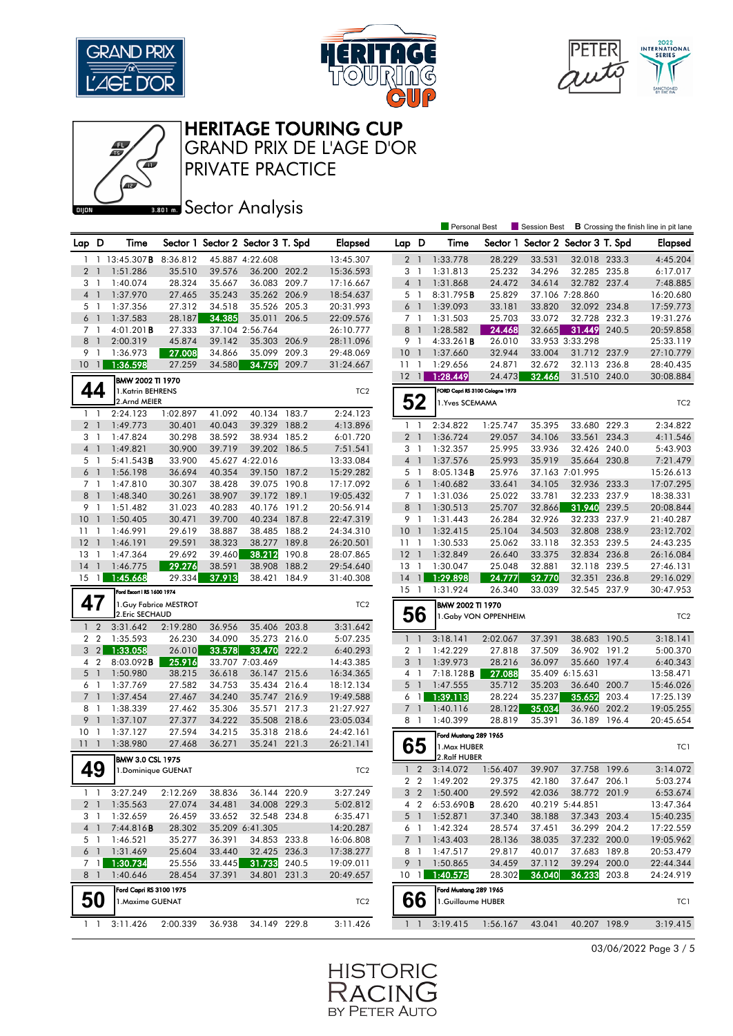# HERITAGE TOURING CUP
## GRAND PRIX DE L'AGE D'OR
## PRIVATE PRACTICE
## Sector Analysis

Personal Best | Session Best | B Crossing the finish line in pit lane

### (continued)

| Lap | D | Time | Sector 1 | Sector 2 | Sector 3 | T. Spd | Elapsed |
|---|---|---|---|---|---|---|---|
| 1 | 1 | 13:45.307B | 8:36.812 | 45.887 | 4:22.608 | | 13:45.307 |
| 2 | 1 | 1:51.286 | 35.510 | 39.576 | 36.200 | 202.2 | 15:36.593 |
| 3 | 1 | 1:40.074 | 28.324 | 35.667 | 36.083 | 209.7 | 17:16.667 |
| 4 | 1 | 1:37.970 | 27.465 | 35.243 | 35.262 | 206.9 | 18:54.637 |
| 5 | 1 | 1:37.356 | 27.312 | 34.518 | 35.526 | 205.3 | 20:31.993 |
| 6 | 1 | 1:37.583 | 28.187 | 34.385 | 35.011 | 206.5 | 22:09.576 |
| 7 | 1 | 4:01.201B | 27.333 | 37.104 | 2:56.764 | | 26:10.777 |
| 8 | 1 | 2:00.319 | 45.874 | 39.142 | 35.303 | 206.9 | 28:11.096 |
| 9 | 1 | 1:36.973 | 27.008 | 34.866 | 35.099 | 209.3 | 29:48.069 |
| 10 | 1 | 1:36.598 | 27.259 | 34.580 | 34.759 | 209.7 | 31:24.667 |

### 44 — BMW 2002 TI 1970 — TC2
1.Katrin BEHRENS
2.Arnd MEIER

| Lap | D | Time | Sector 1 | Sector 2 | Sector 3 | T. Spd | Elapsed |
|---|---|---|---|---|---|---|---|
| 1 | 1 | 2:24.123 | 1:02.897 | 41.092 | 40.134 | 183.7 | 2:24.123 |
| 2 | 1 | 1:49.773 | 30.401 | 40.043 | 39.329 | 188.2 | 4:13.896 |
| 3 | 1 | 1:47.824 | 30.298 | 38.592 | 38.934 | 185.2 | 6:01.720 |
| 4 | 1 | 1:49.821 | 30.900 | 39.719 | 39.202 | 186.5 | 7:51.541 |
| 5 | 1 | 5:41.543B | 33.900 | 45.627 | 4:22.016 | | 13:33.084 |
| 6 | 1 | 1:56.198 | 36.694 | 40.354 | 39.150 | 187.2 | 15:29.282 |
| 7 | 1 | 1:47.810 | 30.307 | 38.428 | 39.075 | 190.8 | 17:17.092 |
| 8 | 1 | 1:48.340 | 30.261 | 38.907 | 39.172 | 189.1 | 19:05.432 |
| 9 | 1 | 1:51.482 | 31.023 | 40.283 | 40.176 | 191.2 | 20:56.914 |
| 10 | 1 | 1:50.405 | 30.471 | 39.700 | 40.234 | 187.8 | 22:47.319 |
| 11 | 1 | 1:46.991 | 29.619 | 38.887 | 38.485 | 188.2 | 24:34.310 |
| 12 | 1 | 1:46.191 | 29.591 | 38.323 | 38.277 | 189.8 | 26:20.501 |
| 13 | 1 | 1:47.364 | 29.692 | 39.460 | 38.212 | 190.8 | 28:07.865 |
| 14 | 1 | 1:46.775 | 29.276 | 38.591 | 38.908 | 188.2 | 29:54.640 |
| 15 | 1 | 1:45.668 | 29.334 | 37.913 | 38.421 | 184.9 | 31:40.308 |

### 47 — Ford Escort I RS 1600 1974 — TC2
1.Guy Fabrice MESTROT
2.Eric SECHAUD

| Lap | D | Time | Sector 1 | Sector 2 | Sector 3 | T. Spd | Elapsed |
|---|---|---|---|---|---|---|---|
| 1 | 2 | 3:31.642 | 2:19.280 | 36.956 | 35.406 | 203.8 | 3:31.642 |
| 2 | 2 | 1:35.593 | 26.230 | 34.090 | 35.273 | 216.0 | 5:07.235 |
| 3 | 2 | 1:33.058 | 26.010 | 33.578 | 33.470 | 222.2 | 6:40.293 |
| 4 | 2 | 8:03.092B | 25.916 | 33.707 | 7:03.469 | | 14:43.385 |
| 5 | 1 | 1:50.980 | 38.215 | 36.618 | 36.147 | 215.6 | 16:34.365 |
| 6 | 1 | 1:37.769 | 27.582 | 34.753 | 35.434 | 216.4 | 18:12.134 |
| 7 | 1 | 1:37.454 | 27.467 | 34.240 | 35.747 | 216.9 | 19:49.588 |
| 8 | 1 | 1:38.339 | 27.462 | 35.306 | 35.571 | 217.3 | 21:27.927 |
| 9 | 1 | 1:37.107 | 27.377 | 34.222 | 35.508 | 218.6 | 23:05.034 |
| 10 | 1 | 1:37.127 | 27.594 | 34.215 | 35.318 | 218.6 | 24:42.161 |
| 11 | 1 | 1:38.980 | 27.468 | 36.271 | 35.241 | 221.3 | 26:21.141 |

### 49 — BMW 3.0 CSL 1975 — TC2
1.Dominique GUENAT

| Lap | D | Time | Sector 1 | Sector 2 | Sector 3 | T. Spd | Elapsed |
|---|---|---|---|---|---|---|---|
| 1 | 1 | 3:27.249 | 2:12.269 | 38.836 | 36.144 | 220.9 | 3:27.249 |
| 2 | 1 | 1:35.563 | 27.074 | 34.481 | 34.008 | 229.3 | 5:02.812 |
| 3 | 1 | 1:32.659 | 26.459 | 33.652 | 32.548 | 234.8 | 6:35.471 |
| 4 | 1 | 7:44.816B | 28.302 | 35.209 | 6:41.305 | | 14:20.287 |
| 5 | 1 | 1:46.521 | 35.277 | 36.391 | 34.853 | 233.8 | 16:06.808 |
| 6 | 1 | 1:31.469 | 25.604 | 33.440 | 32.425 | 236.3 | 17:38.277 |
| 7 | 1 | 1:30.734 | 25.556 | 33.445 | 31.733 | 240.5 | 19:09.011 |
| 8 | 1 | 1:40.646 | 28.454 | 37.391 | 34.801 | 231.3 | 20:49.657 |

### 50 — Ford Capri RS 3100 1975 — TC2
1.Maxime GUENAT

| Lap | D | Time | Sector 1 | Sector 2 | Sector 3 | T. Spd | Elapsed |
|---|---|---|---|---|---|---|---|
| 1 | 1 | 3:11.426 | 2:00.339 | 36.938 | 34.149 | 229.8 | 3:11.426 |

### (continued)

| Lap | D | Time | Sector 1 | Sector 2 | Sector 3 | T. Spd | Elapsed |
|---|---|---|---|---|---|---|---|
| 2 | 1 | 1:33.778 | 28.229 | 33.531 | 32.018 | 233.3 | 4:45.204 |
| 3 | 1 | 1:31.813 | 25.232 | 34.296 | 32.285 | 235.8 | 6:17.017 |
| 4 | 1 | 1:31.868 | 24.472 | 34.614 | 32.782 | 237.4 | 7:48.885 |
| 5 | 1 | 8:31.795B | 25.829 | 37.106 | 7:28.860 | | 16:20.680 |
| 6 | 1 | 1:39.093 | 33.181 | 33.820 | 32.092 | 234.8 | 17:59.773 |
| 7 | 1 | 1:31.503 | 25.703 | 33.072 | 32.728 | 232.3 | 19:31.276 |
| 8 | 1 | 1:28.582 | 24.468 | 32.665 | 31.449 | 240.5 | 20:59.858 |
| 9 | 1 | 4:33.261B | 26.010 | 33.953 | 3:33.298 | | 25:33.119 |
| 10 | 1 | 1:37.660 | 32.944 | 33.004 | 31.712 | 237.9 | 27:10.779 |
| 11 | 1 | 1:29.656 | 24.871 | 32.672 | 32.113 | 236.8 | 28:40.435 |
| 12 | 1 | 1:28.449 | 24.473 | 32.466 | 31.510 | 240.0 | 30:08.884 |

### 52 — FORD Capri RS 3100 Cologne 1973 — TC2
1.Yves SCEMAMA

| Lap | D | Time | Sector 1 | Sector 2 | Sector 3 | T. Spd | Elapsed |
|---|---|---|---|---|---|---|---|
| 1 | 1 | 2:34.822 | 1:25.747 | 35.395 | 33.680 | 229.3 | 2:34.822 |
| 2 | 1 | 1:36.724 | 29.057 | 34.106 | 33.561 | 234.3 | 4:11.546 |
| 3 | 1 | 1:32.357 | 25.995 | 33.936 | 32.426 | 240.0 | 5:43.903 |
| 4 | 1 | 1:37.576 | 25.993 | 35.919 | 35.664 | 230.8 | 7:21.479 |
| 5 | 1 | 8:05.134B | 25.976 | 37.163 | 7:01.995 | | 15:26.613 |
| 6 | 1 | 1:40.682 | 33.641 | 34.105 | 32.936 | 233.3 | 17:07.295 |
| 7 | 1 | 1:31.036 | 25.022 | 33.781 | 32.233 | 237.9 | 18:38.331 |
| 8 | 1 | 1:30.513 | 25.707 | 32.866 | 31.940 | 239.5 | 20:08.844 |
| 9 | 1 | 1:31.443 | 26.284 | 32.926 | 32.233 | 237.9 | 21:40.287 |
| 10 | 1 | 1:32.415 | 25.104 | 34.503 | 32.808 | 238.9 | 23:12.702 |
| 11 | 1 | 1:30.533 | 25.062 | 33.118 | 32.353 | 239.5 | 24:43.235 |
| 12 | 1 | 1:32.849 | 26.640 | 33.375 | 32.834 | 236.8 | 26:16.084 |
| 13 | 1 | 1:30.047 | 25.048 | 32.881 | 32.118 | 239.5 | 27:46.131 |
| 14 | 1 | 1:29.898 | 24.777 | 32.770 | 32.351 | 236.8 | 29:16.029 |
| 15 | 1 | 1:31.924 | 26.340 | 33.039 | 32.545 | 237.9 | 30:47.953 |

### 56 — BMW 2002 TI 1970 — TC2
1.Gaby VON OPPENHEIM

| Lap | D | Time | Sector 1 | Sector 2 | Sector 3 | T. Spd | Elapsed |
|---|---|---|---|---|---|---|---|
| 1 | 1 | 3:18.141 | 2:02.067 | 37.391 | 38.683 | 190.5 | 3:18.141 |
| 2 | 1 | 1:42.229 | 27.818 | 37.509 | 36.902 | 191.2 | 5:00.370 |
| 3 | 1 | 1:39.973 | 28.216 | 36.097 | 35.660 | 197.4 | 6:40.343 |
| 4 | 1 | 7:18.128B | 27.088 | 35.409 | 6:15.631 | | 13:58.471 |
| 5 | 1 | 1:47.555 | 35.712 | 35.203 | 36.640 | 200.7 | 15:46.026 |
| 6 | 1 | 1:39.113 | 28.224 | 35.237 | 35.652 | 203.4 | 17:25.139 |
| 7 | 1 | 1:40.116 | 28.122 | 35.034 | 36.960 | 202.2 | 19:05.255 |
| 8 | 1 | 1:40.399 | 28.819 | 35.391 | 36.189 | 196.4 | 20:45.654 |

### 65 — Ford Mustang 289 1965 — TC1
1.Max HUBER
2.Ralf HUBER

| Lap | D | Time | Sector 1 | Sector 2 | Sector 3 | T. Spd | Elapsed |
|---|---|---|---|---|---|---|---|
| 1 | 2 | 3:14.072 | 1:56.407 | 39.907 | 37.758 | 199.6 | 3:14.072 |
| 2 | 2 | 1:49.202 | 29.375 | 42.180 | 37.647 | 206.1 | 5:03.274 |
| 3 | 2 | 1:50.400 | 29.592 | 42.036 | 38.772 | 201.9 | 6:53.674 |
| 4 | 2 | 6:53.690B | 28.620 | 40.219 | 5:44.851 | | 13:47.364 |
| 5 | 1 | 1:52.871 | 37.340 | 38.188 | 37.343 | 203.4 | 15:40.235 |
| 6 | 1 | 1:42.324 | 28.574 | 37.451 | 36.299 | 204.2 | 17:22.559 |
| 7 | 1 | 1:43.403 | 28.136 | 38.035 | 37.232 | 200.0 | 19:05.962 |
| 8 | 1 | 1:47.517 | 29.817 | 40.017 | 37.683 | 189.8 | 20:53.479 |
| 9 | 1 | 1:50.865 | 34.459 | 37.112 | 39.294 | 200.0 | 22:44.344 |
| 10 | 1 | 1:40.575 | 28.302 | 36.040 | 36.233 | 203.8 | 24:24.919 |

### 66 — Ford Mustang 289 1965 — TC1
1.Guillaume HUBER

| Lap | D | Time | Sector 1 | Sector 2 | Sector 3 | T. Spd | Elapsed |
|---|---|---|---|---|---|---|---|
| 1 | 1 | 3:19.415 | 1:56.167 | 43.041 | 40.207 | 198.9 | 3:19.415 |

03/06/2022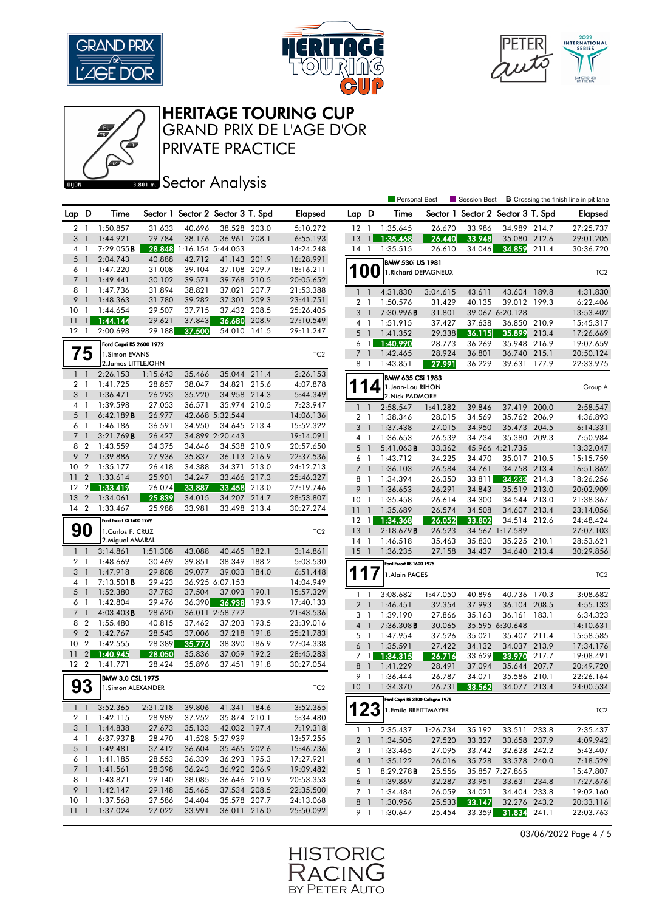# HERITAGE TOURING CUP

## GRAND PRIX DE L'AGE D'OR

## PRIVATE PRACTICE

### Sector Analysis

Personal Best | Session Best | **B** Crossing the finish line in pit lane

| Lap | D | Time | Sector 1 | Sector 2 | Sector 3 | T. Spd | Elapsed |
|---|---|---|---|---|---|---|---|
| 2 | 1 | 1:50.857 | 31.633 | 40.696 | 38.528 | 203.0 | 5:10.272 |
| 3 | 1 | 1:44.921 | 29.784 | 38.176 | 36.961 | 208.1 | 6:55.193 |
| 4 | 1 | 7:29.055**B** | 28.848 | 1:16.154 | 5:44.053 | | 14:24.248 |
| 5 | 1 | 2:04.743 | 40.888 | 42.712 | 41.143 | 201.9 | 16:28.991 |
| 6 | 1 | 1:47.220 | 31.008 | 39.104 | 37.108 | 209.7 | 18:16.211 |
| 7 | 1 | 1:49.441 | 30.102 | 39.571 | 39.768 | 210.5 | 20:05.652 |
| 8 | 1 | 1:47.736 | 31.894 | 38.821 | 37.021 | 207.7 | 21:53.388 |
| 9 | 1 | 1:48.363 | 31.780 | 39.282 | 37.301 | 209.3 | 23:41.751 |
| 10 | 1 | 1:44.654 | 29.507 | 37.715 | 37.432 | 208.5 | 25:26.405 |
| 11 | 1 | 1:44.144 | 29.621 | 37.843 | 36.680 | 208.9 | 27:10.549 |
| 12 | 1 | 2:00.698 | 29.188 | 37.500 | 54.010 | 141.5 | 29:11.247 |

**75** — Ford Capri RS 2600 1972 — 1.Simon EVANS, 2.James LITTLEJOHN — TC2

| Lap | D | Time | Sector 1 | Sector 2 | Sector 3 | T. Spd | Elapsed |
|---|---|---|---|---|---|---|---|
| 1 | 1 | 2:26.153 | 1:15.643 | 35.466 | 35.044 | 211.4 | 2:26.153 |
| 2 | 1 | 1:41.725 | 28.857 | 38.047 | 34.821 | 215.6 | 4:07.878 |
| 3 | 1 | 1:36.471 | 26.293 | 35.220 | 34.958 | 214.3 | 5:44.349 |
| 4 | 1 | 1:39.598 | 27.053 | 36.571 | 35.974 | 210.5 | 7:23.947 |
| 5 | 1 | 6:42.189**B** | 26.977 | 42.668 | 5:32.544 | | 14:06.136 |
| 6 | 1 | 1:46.186 | 36.591 | 34.950 | 34.645 | 213.4 | 15:52.322 |
| 7 | 1 | 3:21.769**B** | 26.427 | 34.899 | 2:20.443 | | 19:14.091 |
| 8 | 2 | 1:43.559 | 34.375 | 34.646 | 34.538 | 210.9 | 20:57.650 |
| 9 | 2 | 1:39.886 | 27.936 | 35.837 | 36.113 | 216.9 | 22:37.536 |
| 10 | 2 | 1:35.177 | 26.418 | 34.388 | 34.371 | 213.0 | 24:12.713 |
| 11 | 2 | 1:33.614 | 25.901 | 34.247 | 33.466 | 217.3 | 25:46.327 |
| 12 | 2 | 1:33.419 | 26.074 | 33.887 | 33.458 | 213.0 | 27:19.746 |
| 13 | 2 | 1:34.061 | 25.839 | 34.015 | 34.207 | 214.7 | 28:53.807 |
| 14 | 2 | 1:33.467 | 25.988 | 33.981 | 33.498 | 213.4 | 30:27.274 |

**90** — Ford Escort RS 1600 1969 — 1.Carlos F. CRUZ, 2.Miguel AMARAL — TC2

| Lap | D | Time | Sector 1 | Sector 2 | Sector 3 | T. Spd | Elapsed |
|---|---|---|---|---|---|---|---|
| 1 | 1 | 3:14.861 | 1:51.308 | 43.088 | 40.465 | 182.1 | 3:14.861 |
| 2 | 1 | 1:48.669 | 30.469 | 39.851 | 38.349 | 188.2 | 5:03.530 |
| 3 | 1 | 1:47.918 | 29.808 | 39.077 | 39.033 | 184.0 | 6:51.448 |
| 4 | 1 | 7:13.501**B** | 29.423 | 36.925 | 6:07.153 | | 14:04.949 |
| 5 | 1 | 1:52.380 | 37.783 | 37.504 | 37.093 | 190.1 | 15:57.329 |
| 6 | 1 | 1:42.804 | 29.476 | 36.390 | 36.938 | 193.9 | 17:40.133 |
| 7 | 1 | 4:03.403**B** | 28.620 | 36.011 | 2:58.772 | | 21:43.536 |
| 8 | 2 | 1:55.480 | 40.815 | 37.462 | 37.203 | 193.5 | 23:39.016 |
| 9 | 2 | 1:42.767 | 28.543 | 37.006 | 37.218 | 191.8 | 25:21.783 |
| 10 | 2 | 1:42.555 | 28.389 | 35.776 | 38.390 | 186.9 | 27:04.338 |
| 11 | 2 | 1:40.945 | 28.050 | 35.836 | 37.059 | 192.2 | 28:45.283 |
| 12 | 2 | 1:41.771 | 28.424 | 35.896 | 37.451 | 191.8 | 30:27.054 |

**93** — BMW 3.0 CSL 1975 — 1.Simon ALEXANDER — TC2

| Lap | D | Time | Sector 1 | Sector 2 | Sector 3 | T. Spd | Elapsed |
|---|---|---|---|---|---|---|---|
| 1 | 1 | 3:52.365 | 2:31.218 | 39.806 | 41.341 | 184.6 | 3:52.365 |
| 2 | 1 | 1:42.115 | 28.989 | 37.252 | 35.874 | 210.1 | 5:34.480 |
| 3 | 1 | 1:44.838 | 27.673 | 35.133 | 42.032 | 197.4 | 7:19.318 |
| 4 | 1 | 6:37.937**B** | 28.470 | 41.528 | 5:27.939 | | 13:57.255 |
| 5 | 1 | 1:49.481 | 37.412 | 36.604 | 35.465 | 202.6 | 15:46.736 |
| 6 | 1 | 1:41.185 | 28.553 | 36.339 | 36.293 | 195.3 | 17:27.921 |
| 7 | 1 | 1:41.561 | 28.398 | 36.243 | 36.920 | 206.9 | 19:09.482 |
| 8 | 1 | 1:43.871 | 29.140 | 38.085 | 36.646 | 210.9 | 20:53.353 |
| 9 | 1 | 1:42.147 | 29.148 | 35.465 | 37.534 | 208.5 | 22:35.500 |
| 10 | 1 | 1:37.568 | 27.586 | 34.404 | 35.578 | 207.7 | 24:13.068 |
| 11 | 1 | 1:37.024 | 27.022 | 33.991 | 36.011 | 216.0 | 25:50.092 |
| 12 | 1 | 1:35.645 | 26.670 | 33.986 | 34.989 | 214.7 | 27:25.737 |
| 13 | 1 | 1:35.468 | 26.440 | 33.948 | 35.080 | 212.6 | 29:01.205 |
| 14 | 1 | 1:35.515 | 26.610 | 34.046 | 34.859 | 211.4 | 30:36.720 |

**100** — BMW 530i US 1981 — 1.Richard DEPAGNEUX — TC2

| Lap | D | Time | Sector 1 | Sector 2 | Sector 3 | T. Spd | Elapsed |
|---|---|---|---|---|---|---|---|
| 1 | 1 | 4:31.830 | 3:04.615 | 43.611 | 43.604 | 189.8 | 4:31.830 |
| 2 | 1 | 1:50.576 | 31.429 | 40.135 | 39.012 | 199.3 | 6:22.406 |
| 3 | 1 | 7:30.996**B** | 31.801 | 39.067 | 6:20.128 | | 13:53.402 |
| 4 | 1 | 1:51.915 | 37.427 | 37.638 | 36.850 | 210.9 | 15:45.317 |
| 5 | 1 | 1:41.352 | 29.338 | 36.115 | 35.899 | 213.4 | 17:26.669 |
| 6 | 1 | 1:40.990 | 28.773 | 36.269 | 35.948 | 216.9 | 19:07.659 |
| 7 | 1 | 1:42.465 | 28.924 | 36.801 | 36.740 | 215.1 | 20:50.124 |
| 8 | 1 | 1:43.851 | 27.991 | 36.229 | 39.631 | 177.9 | 22:33.975 |

**114** — BMW 635 CSi 1983 — 1.Jean-Lou RIHON, 2.Nick PADMORE — Group A

| Lap | D | Time | Sector 1 | Sector 2 | Sector 3 | T. Spd | Elapsed |
|---|---|---|---|---|---|---|---|
| 1 | 1 | 2:58.547 | 1:41.282 | 39.846 | 37.419 | 200.0 | 2:58.547 |
| 2 | 1 | 1:38.346 | 28.015 | 34.569 | 35.762 | 206.9 | 4:36.893 |
| 3 | 1 | 1:37.438 | 27.015 | 34.950 | 35.473 | 204.5 | 6:14.331 |
| 4 | 1 | 1:36.653 | 26.539 | 34.734 | 35.380 | 209.3 | 7:50.984 |
| 5 | 1 | 5:41.063**B** | 33.362 | 45.966 | 4:21.735 | | 13:32.047 |
| 6 | 1 | 1:43.712 | 34.225 | 34.470 | 35.017 | 210.5 | 15:15.759 |
| 7 | 1 | 1:36.103 | 26.584 | 34.761 | 34.758 | 213.4 | 16:51.862 |
| 8 | 1 | 1:34.394 | 26.350 | 33.811 | 34.233 | 214.3 | 18:26.256 |
| 9 | 1 | 1:36.653 | 26.291 | 34.843 | 35.519 | 213.0 | 20:02.909 |
| 10 | 1 | 1:35.458 | 26.614 | 34.300 | 34.544 | 213.0 | 21:38.367 |
| 11 | 1 | 1:35.689 | 26.574 | 34.508 | 34.607 | 213.4 | 23:14.056 |
| 12 | 1 | 1:34.368 | 26.052 | 33.802 | 34.514 | 212.6 | 24:48.424 |
| 13 | 1 | 2:18.679**B** | 26.523 | 34.567 | 1:17.589 | | 27:07.103 |
| 14 | 1 | 1:46.518 | 35.463 | 35.830 | 35.225 | 210.1 | 28:53.621 |
| 15 | 1 | 1:36.235 | 27.158 | 34.437 | 34.640 | 213.4 | 30:29.856 |

**117** — Ford Escort RS 1600 1975 — 1.Alain PAGES — TC2

| Lap | D | Time | Sector 1 | Sector 2 | Sector 3 | T. Spd | Elapsed |
|---|---|---|---|---|---|---|---|
| 1 | 1 | 3:08.682 | 1:47.050 | 40.896 | 40.736 | 170.3 | 3:08.682 |
| 2 | 1 | 1:46.451 | 32.354 | 37.993 | 36.104 | 208.5 | 4:55.133 |
| 3 | 1 | 1:39.190 | 27.866 | 35.163 | 36.161 | 183.1 | 6:34.323 |
| 4 | 1 | 7:36.308**B** | 30.065 | 35.595 | 6:30.648 | | 14:10.631 |
| 5 | 1 | 1:47.954 | 37.526 | 35.021 | 35.407 | 211.4 | 15:58.585 |
| 6 | 1 | 1:35.591 | 27.422 | 34.132 | 34.037 | 213.9 | 17:34.176 |
| 7 | 1 | 1:34.315 | 26.716 | 33.629 | 33.970 | 217.7 | 19:08.491 |
| 8 | 1 | 1:41.229 | 28.491 | 37.094 | 35.644 | 207.7 | 20:49.720 |
| 9 | 1 | 1:36.444 | 26.787 | 34.071 | 35.586 | 210.1 | 22:26.164 |
| 10 | 1 | 1:34.370 | 26.731 | 33.562 | 34.077 | 213.4 | 24:00.534 |

**123** — Ford Capri RS 3100 Cologne 1975 — 1.Emile BREITTMAYER — TC2

| Lap | D | Time | Sector 1 | Sector 2 | Sector 3 | T. Spd | Elapsed |
|---|---|---|---|---|---|---|---|
| 1 | 1 | 2:35.437 | 1:26.734 | 35.192 | 33.511 | 233.8 | 2:35.437 |
| 2 | 1 | 1:34.505 | 27.520 | 33.327 | 33.658 | 237.9 | 4:09.942 |
| 3 | 1 | 1:33.465 | 27.095 | 33.742 | 32.628 | 242.2 | 5:43.407 |
| 4 | 1 | 1:35.122 | 26.016 | 35.728 | 33.378 | 240.0 | 7:18.529 |
| 5 | 1 | 8:29.278**B** | 25.556 | 35.857 | 7:27.865 | | 15:47.807 |
| 6 | 1 | 1:39.869 | 32.287 | 33.951 | 33.631 | 234.8 | 17:27.676 |
| 7 | 1 | 1:34.484 | 26.059 | 34.021 | 34.404 | 233.8 | 19:02.160 |
| 8 | 1 | 1:30.956 | 25.533 | 33.147 | 32.276 | 243.2 | 20:33.116 |
| 9 | 1 | 1:30.647 | 25.454 | 33.359 | 31.834 | 241.1 | 22:03.763 |

03/06/2022 Page 4 / 5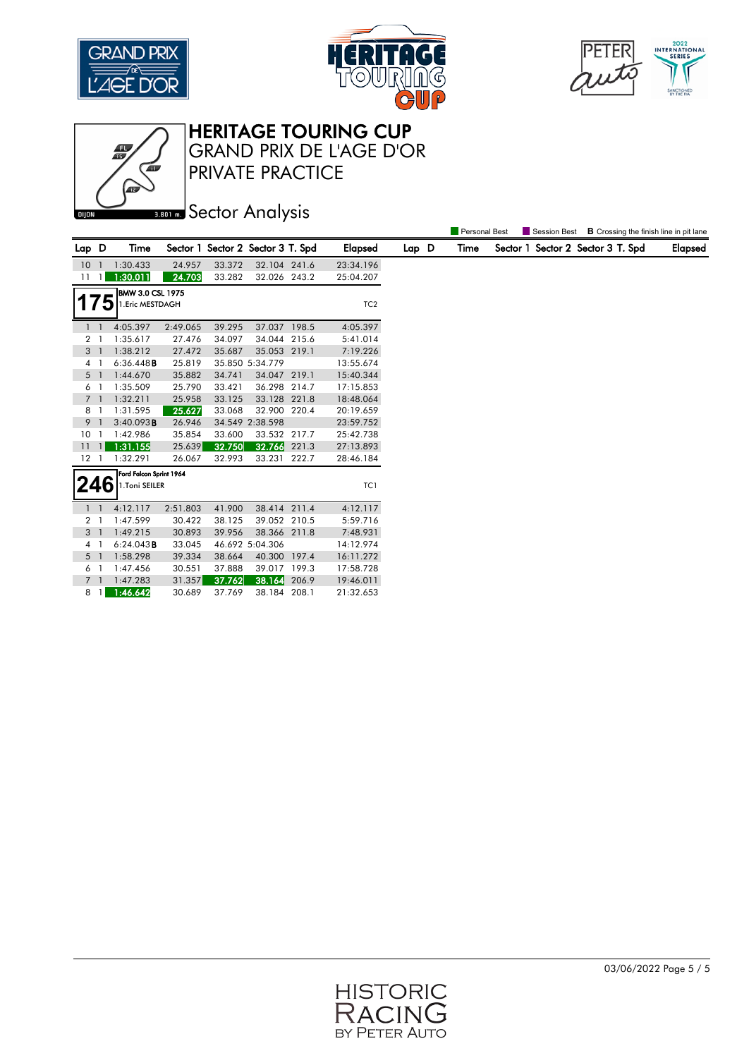# HERITAGE TOURING CUP

## GRAND PRIX DE L'AGE D'OR

## PRIVATE PRACTICE

## Sector Analysis

DIJON 3.801 m.

Personal Best | Session Best | **B** Crossing the finish line in pit lane

| Lap | D | Time | Sector 1 | Sector 2 | Sector 3 | T. Spd | Elapsed |
|---|---|---|---|---|---|---|---|
| 10 | 1 | 1:30.433 | 24.957 | 33.372 | 32.104 | 241.6 | 23:34.196 |
| 11 | 1 | 1:30.011 | 24.703 | 33.282 | 32.026 | 243.2 | 25:04.207 |

**175** BMW 3.0 CSL 1975 — 1.Eric MESTDAGH — TC2

| Lap | D | Time | Sector 1 | Sector 2 | Sector 3 | T. Spd | Elapsed |
|---|---|---|---|---|---|---|---|
| 1 | 1 | 4:05.397 | 2:49.065 | 39.295 | 37.037 | 198.5 | 4:05.397 |
| 2 | 1 | 1:35.617 | 27.476 | 34.097 | 34.044 | 215.6 | 5:41.014 |
| 3 | 1 | 1:38.212 | 27.472 | 35.687 | 35.053 | 219.1 | 7:19.226 |
| 4 | 1 | 6:36.448 **B** | 25.819 | 35.850 | 5:34.779 | | 13:55.674 |
| 5 | 1 | 1:44.670 | 35.882 | 34.741 | 34.047 | 219.1 | 15:40.344 |
| 6 | 1 | 1:35.509 | 25.790 | 33.421 | 36.298 | 214.7 | 17:15.853 |
| 7 | 1 | 1:32.211 | 25.958 | 33.125 | 33.128 | 221.8 | 18:48.064 |
| 8 | 1 | 1:31.595 | 25.627 | 33.068 | 32.900 | 220.4 | 20:19.659 |
| 9 | 1 | 3:40.093 **B** | 26.946 | 34.549 | 2:38.598 | | 23:59.752 |
| 10 | 1 | 1:42.986 | 35.854 | 33.600 | 33.532 | 217.7 | 25:42.738 |
| 11 | 1 | 1:31.155 | 25.639 | 32.750 | 32.766 | 221.3 | 27:13.893 |
| 12 | 1 | 1:32.291 | 26.067 | 32.993 | 33.231 | 222.7 | 28:46.184 |

**246** Ford Falcon Sprint 1964 — 1.Toni SEILER — TC1

| Lap | D | Time | Sector 1 | Sector 2 | Sector 3 | T. Spd | Elapsed |
|---|---|---|---|---|---|---|---|
| 1 | 1 | 4:12.117 | 2:51.803 | 41.900 | 38.414 | 211.4 | 4:12.117 |
| 2 | 1 | 1:47.599 | 30.422 | 38.125 | 39.052 | 210.5 | 5:59.716 |
| 3 | 1 | 1:49.215 | 30.893 | 39.956 | 38.366 | 211.8 | 7:48.931 |
| 4 | 1 | 6:24.043 **B** | 33.045 | 46.692 | 5:04.306 | | 14:12.974 |
| 5 | 1 | 1:58.298 | 39.334 | 38.664 | 40.300 | 197.4 | 16:11.272 |
| 6 | 1 | 1:47.456 | 30.551 | 37.888 | 39.017 | 199.3 | 17:58.728 |
| 7 | 1 | 1:47.283 | 31.357 | 37.762 | 38.164 | 206.9 | 19:46.011 |
| 8 | 1 | 1:46.642 | 30.689 | 37.769 | 38.184 | 208.1 | 21:32.653 |

03/06/2022